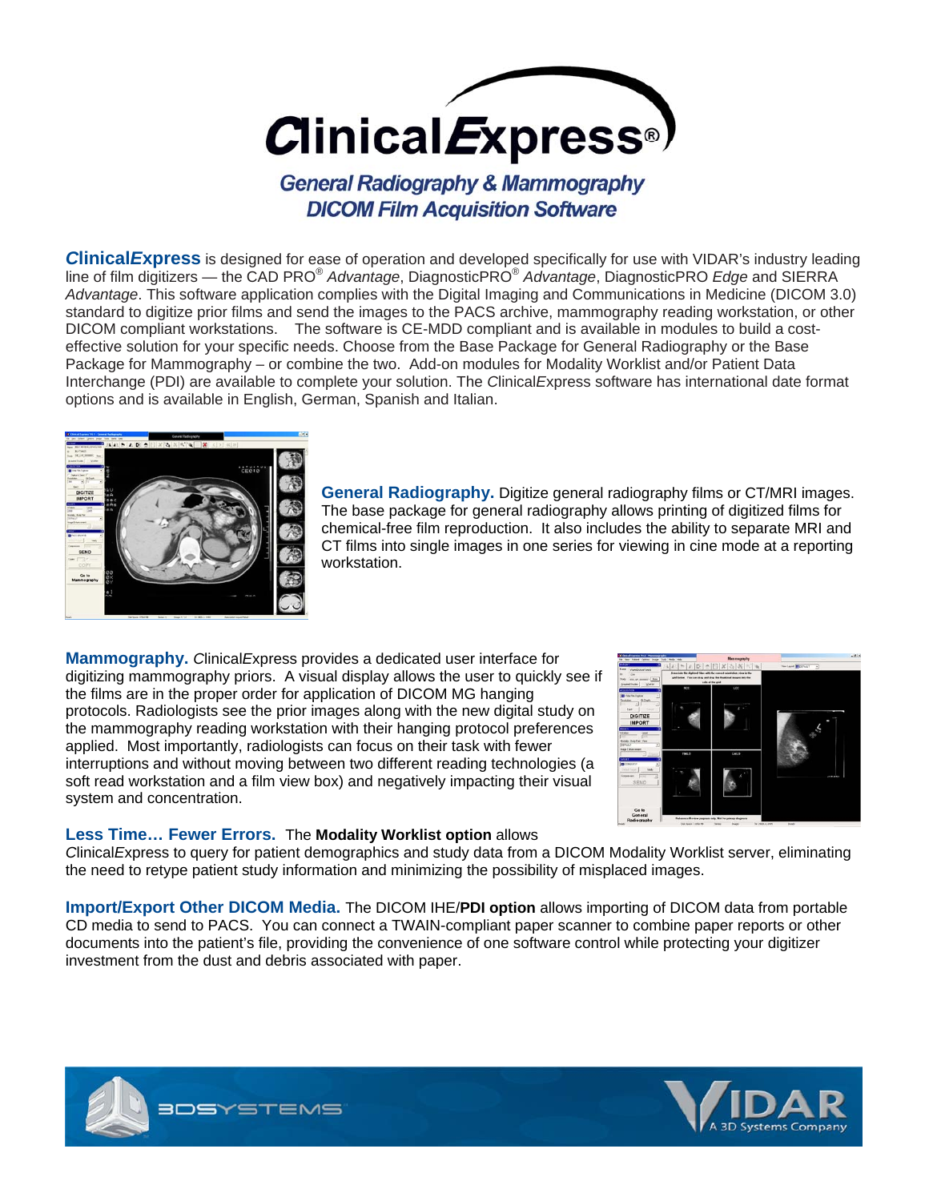# ClinicalExpress®

## General Radiography & Mammography DICOM Film Acquisition Software

**Clinical*Express*** is designed for ease of operation and developed specifically for use with VIDAR's industry leading line of film digitizers — the CAD PRO® *Advantage*, DiagnosticPRO® *Advantage*, DiagnosticPRO *Edge* and SIERRA *Advantage*. This software application complies with the Digital Imaging and Communications in Medicine (DICOM 3.0) standard to digitize prior films and send the images to the PACS archive, mammography reading workstation, or other DICOM compliant workstations. The software is CE-MDD compliant and is available in modules to build a cost-effective solution for your specific needs. Choose from the Base Package for General Radiography or the Base Package for Mammography – or combine the two. Add-on modules for Modality Worklist and/or Patient Data Interchange (PDI) are available to complete your solution. The *C*linical*E*xpress software has international date format options and is available in English, German, Spanish and Italian.

**General Radiography.** Digitize general radiography films or CT/MRI images. The base package for general radiography allows printing of digitized films for chemical-free film reproduction. It also includes the ability to separate MRI and CT films into single images in one series for viewing in cine mode at a reporting workstation.

**Mammography.** *C*linical*E*xpress provides a dedicated user interface for digitizing mammography priors. A visual display allows the user to quickly see if the films are in the proper order for application of DICOM MG hanging protocols. Radiologists see the prior images along with the new digital study on the mammography reading workstation with their hanging protocol preferences applied. Most importantly, radiologists can focus on their task with fewer interruptions and without moving between two different reading technologies (a soft read workstation and a film view box) and negatively impacting their visual system and concentration.

**Less Time… Fewer Errors.** The **Modality Worklist option** allows *C*linical*E*xpress to query for patient demographics and study data from a DICOM Modality Worklist server, eliminating the need to retype patient study information and minimizing the possibility of misplaced images.

**Import/Export Other DICOM Media.** The DICOM IHE/**PDI option** allows importing of DICOM data from portable CD media to send to PACS. You can connect a TWAIN-compliant paper scanner to combine paper reports or other documents into the patient's file, providing the convenience of one software control while protecting your digitizer investment from the dust and debris associated with paper.

3DSYSTEMS

VIDAR A 3D Systems Company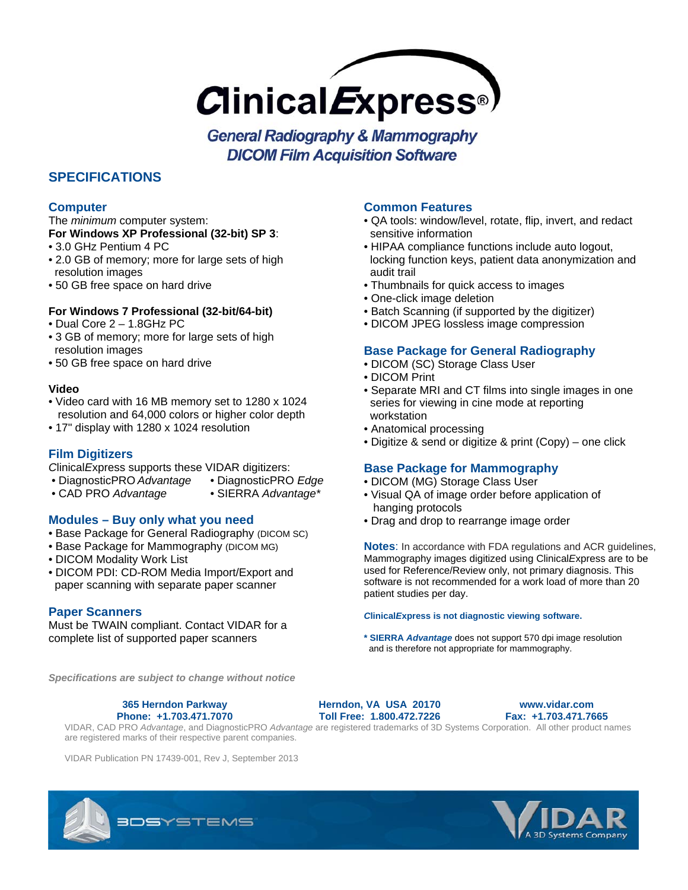# ClinicalExpress®

**General Radiography & Mammography**
**DICOM Film Acquisition Software**

## SPECIFICATIONS

### Computer

The *minimum* computer system:

**For Windows XP Professional (32-bit) SP 3**:

- 3.0 GHz Pentium 4 PC
- 2.0 GB of memory; more for large sets of high resolution images
- 50 GB free space on hard drive

**For Windows 7 Professional (32-bit/64-bit)**

- Dual Core 2 – 1.8GHz PC
- 3 GB of memory; more for large sets of high resolution images
- 50 GB free space on hard drive

**Video**

- Video card with 16 MB memory set to 1280 x 1024 resolution and 64,000 colors or higher color depth
- 17" display with 1280 x 1024 resolution

### Film Digitizers

*C*linical*E*xpress supports these VIDAR digitizers:

- DiagnosticPRO *Advantage*
- DiagnosticPRO *Edge*
- CAD PRO *Advantage*
- SIERRA *Advantage**

### Modules – Buy only what you need

- Base Package for General Radiography (DICOM SC)
- Base Package for Mammography (DICOM MG)
- DICOM Modality Work List
- DICOM PDI: CD-ROM Media Import/Export and paper scanning with separate paper scanner

### Paper Scanners

Must be TWAIN compliant. Contact VIDAR for a complete list of supported paper scanners

### Common Features

- QA tools: window/level, rotate, flip, invert, and redact sensitive information
- HIPAA compliance functions include auto logout, locking function keys, patient data anonymization and audit trail
- Thumbnails for quick access to images
- One-click image deletion
- Batch Scanning (if supported by the digitizer)
- DICOM JPEG lossless image compression

### Base Package for General Radiography

- DICOM (SC) Storage Class User
- DICOM Print
- Separate MRI and CT films into single images in one series for viewing in cine mode at reporting workstation
- Anatomical processing
- Digitize & send or digitize & print (Copy) – one click

### Base Package for Mammography

- DICOM (MG) Storage Class User
- Visual QA of image order before application of hanging protocols
- Drag and drop to rearrange image order

**Notes**: In accordance with FDA regulations and ACR guidelines, Mammography images digitized using Clinical*E*xpress are to be used for Reference/Review only, not primary diagnosis. This software is not recommended for a work load of more than 20 patient studies per day.

***C*linical*E*xpress is not diagnostic viewing software.**

*** SIERRA *Advantage*** does not support 570 dpi image resolution and is therefore not appropriate for mammography.

*Specifications are subject to change without notice*

**365 Herndon Parkway** | **Herndon, VA USA 20170** | **www.vidar.com**
**Phone: +1.703.471.7070** | **Toll Free: 1.800.472.7226** | **Fax: +1.703.471.7665**

VIDAR, CAD PRO *Advantage*, and DiagnosticPRO *Advantage* are registered trademarks of 3D Systems Corporation. All other product names are registered marks of their respective parent companies.

VIDAR Publication PN 17439-001, Rev J, September 2013

3DSYSTEMS

VIDAR A 3D Systems Company